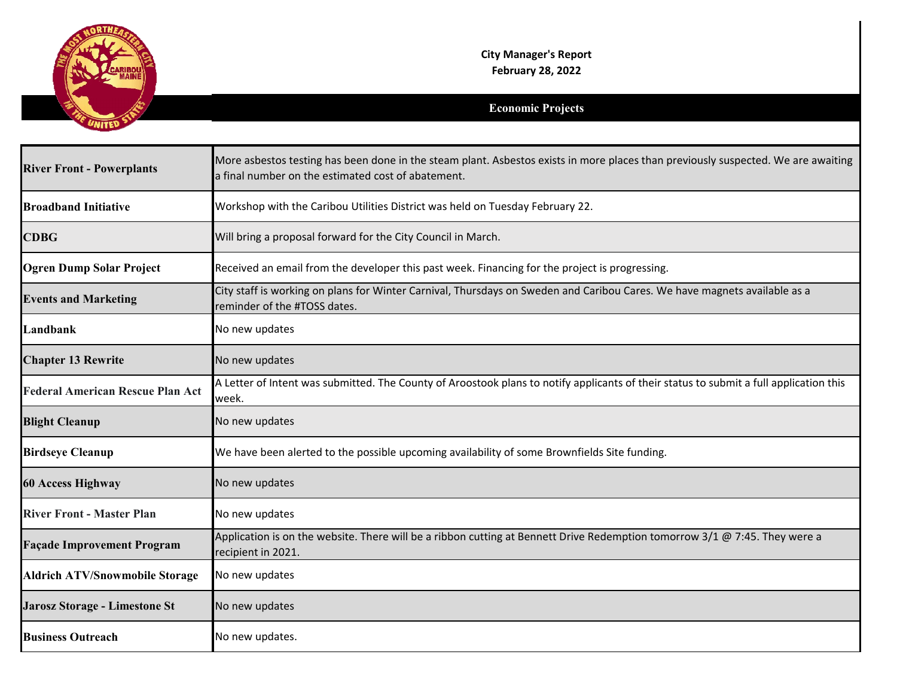**City Manager's Report**
**February 28, 2022**

## Economic Projects

| Project | Update |
| --- | --- |
| **River Front - Powerplants** | More asbestos testing has been done in the steam plant. Asbestos exists in more places than previously suspected. We are awaiting a final number on the estimated cost of abatement. |
| **Broadband Initiative** | Workshop with the Caribou Utilities District was held on Tuesday February 22. |
| **CDBG** | Will bring a proposal forward for the City Council in March. |
| **Ogren Dump Solar Project** | Received an email from the developer this past week. Financing for the project is progressing. |
| **Events and Marketing** | City staff is working on plans for Winter Carnival, Thursdays on Sweden and Caribou Cares. We have magnets available as a reminder of the #TOSS dates. |
| **Landbank** | No new updates |
| **Chapter 13 Rewrite** | No new updates |
| **Federal American Rescue Plan Act** | A Letter of Intent was submitted. The County of Aroostook plans to notify applicants of their status to submit a full application this week. |
| **Blight Cleanup** | No new updates |
| **Birdseye Cleanup** | We have been alerted to the possible upcoming availability of some Brownfields Site funding. |
| **60 Access Highway** | No new updates |
| **River Front - Master Plan** | No new updates |
| **Façade Improvement Program** | Application is on the website. There will be a ribbon cutting at Bennett Drive Redemption tomorrow 3/1 @ 7:45. They were a recipient in 2021. |
| **Aldrich ATV/Snowmobile Storage** | No new updates |
| **Jarosz Storage - Limestone St** | No new updates |
| **Business Outreach** | No new updates. |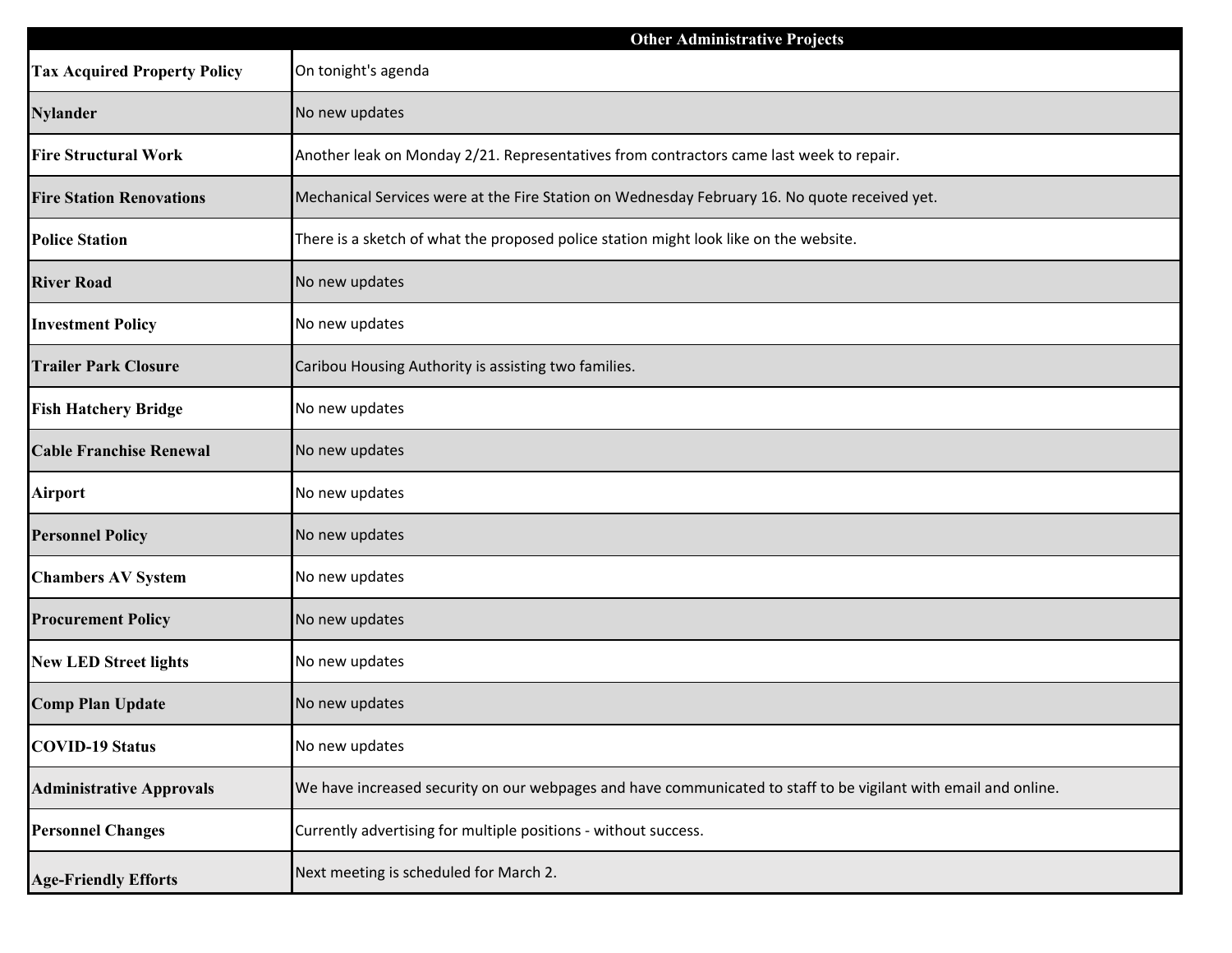| Other Administrative Projects | |
|---|---|
| **Tax Acquired Property Policy** | On tonight's agenda |
| **Nylander** | No new updates |
| **Fire Structural Work** | Another leak on Monday 2/21. Representatives from contractors came last week to repair. |
| **Fire Station Renovations** | Mechanical Services were at the Fire Station on Wednesday February 16. No quote received yet. |
| **Police Station** | There is a sketch of what the proposed police station might look like on the website. |
| **River Road** | No new updates |
| **Investment Policy** | No new updates |
| **Trailer Park Closure** | Caribou Housing Authority is assisting two families. |
| **Fish Hatchery Bridge** | No new updates |
| **Cable Franchise Renewal** | No new updates |
| **Airport** | No new updates |
| **Personnel Policy** | No new updates |
| **Chambers AV System** | No new updates |
| **Procurement Policy** | No new updates |
| **New LED Street lights** | No new updates |
| **Comp Plan Update** | No new updates |
| **COVID-19 Status** | No new updates |
| **Administrative Approvals** | We have increased security on our webpages and have communicated to staff to be vigilant with email and online. |
| **Personnel Changes** | Currently advertising for multiple positions - without success. |
| **Age-Friendly Efforts** | Next meeting is scheduled for March 2. |